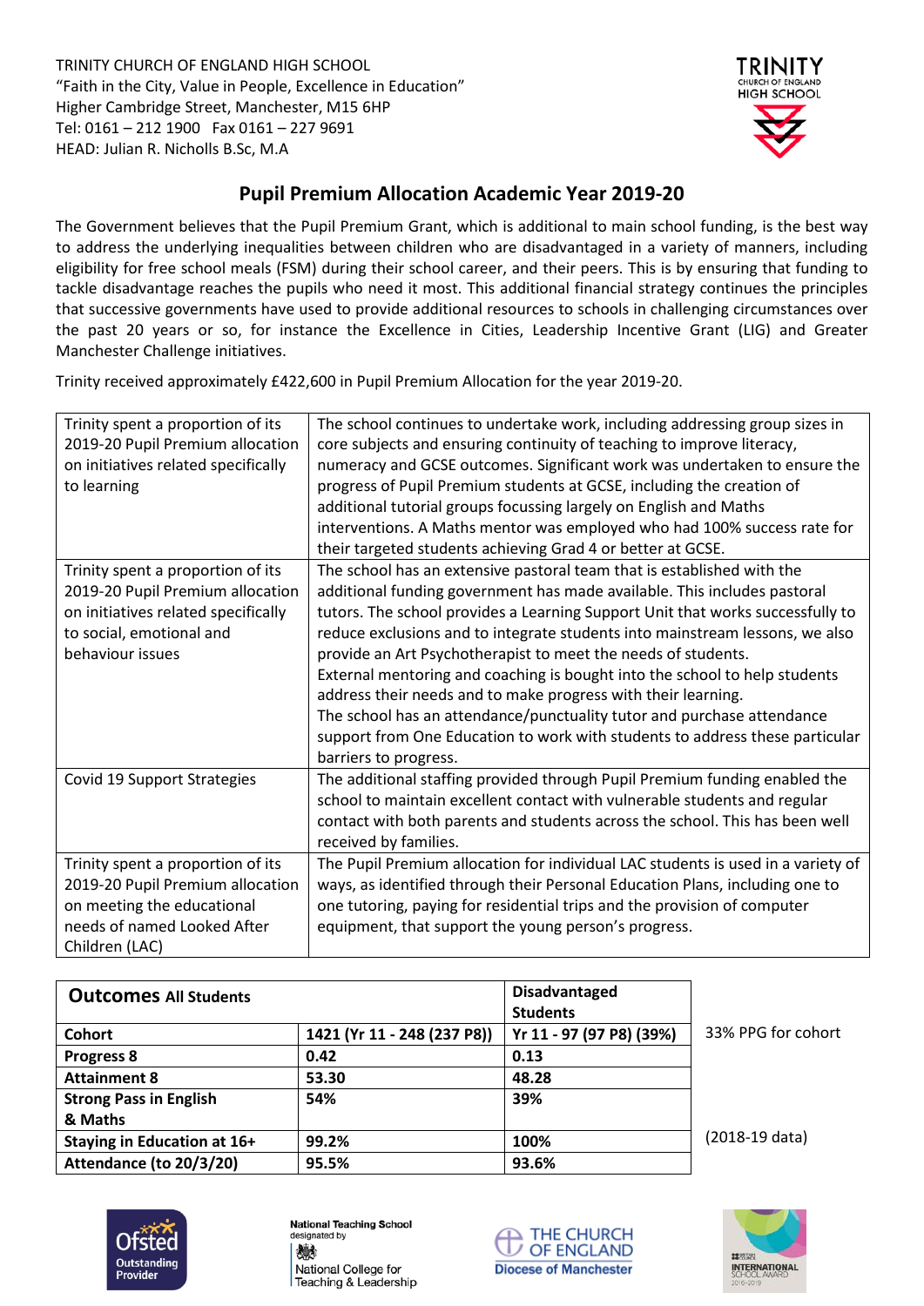TRINITY CHURCH OF ENGLAND HIGH SCHOOL
"Faith in the City, Value in People, Excellence in Education"
Higher Cambridge Street, Manchester, M15 6HP
Tel: 0161 – 212 1900 Fax 0161 – 227 9691
HEAD: Julian R. Nicholls B.Sc, M.A

## Pupil Premium Allocation Academic Year 2019-20

The Government believes that the Pupil Premium Grant, which is additional to main school funding, is the best way to address the underlying inequalities between children who are disadvantaged in a variety of manners, including eligibility for free school meals (FSM) during their school career, and their peers. This is by ensuring that funding to tackle disadvantage reaches the pupils who need it most. This additional financial strategy continues the principles that successive governments have used to provide additional resources to schools in challenging circumstances over the past 20 years or so, for instance the Excellence in Cities, Leadership Incentive Grant (LIG) and Greater Manchester Challenge initiatives.

Trinity received approximately £422,600 in Pupil Premium Allocation for the year 2019-20.

| | |
|---|---|
| Trinity spent a proportion of its 2019-20 Pupil Premium allocation on initiatives related specifically to learning | The school continues to undertake work, including addressing group sizes in core subjects and ensuring continuity of teaching to improve literacy, numeracy and GCSE outcomes. Significant work was undertaken to ensure the progress of Pupil Premium students at GCSE, including the creation of additional tutorial groups focussing largely on English and Maths interventions. A Maths mentor was employed who had 100% success rate for their targeted students achieving Grad 4 or better at GCSE. |
| Trinity spent a proportion of its 2019-20 Pupil Premium allocation on initiatives related specifically to social, emotional and behaviour issues | The school has an extensive pastoral team that is established with the additional funding government has made available. This includes pastoral tutors. The school provides a Learning Support Unit that works successfully to reduce exclusions and to integrate students into mainstream lessons, we also provide an Art Psychotherapist to meet the needs of students. External mentoring and coaching is bought into the school to help students address their needs and to make progress with their learning. The school has an attendance/punctuality tutor and purchase attendance support from One Education to work with students to address these particular barriers to progress. |
| Covid 19 Support Strategies | The additional staffing provided through Pupil Premium funding enabled the school to maintain excellent contact with vulnerable students and regular contact with both parents and students across the school. This has been well received by families. |
| Trinity spent a proportion of its 2019-20 Pupil Premium allocation on meeting the educational needs of named Looked After Children (LAC) | The Pupil Premium allocation for individual LAC students is used in a variety of ways, as identified through their Personal Education Plans, including one to one tutoring, paying for residential trips and the provision of computer equipment, that support the young person's progress. |

| **Outcomes** All Students | | Disadvantaged Students | |
|---|---|---|---|
| **Cohort** | 1421 (Yr 11 - 248 (237 P8)) | Yr 11 - 97 (97 P8) (39%) | 33% PPG for cohort |
| **Progress 8** | 0.42 | 0.13 | |
| **Attainment 8** | 53.30 | 48.28 | |
| **Strong Pass in English & Maths** | 54% | 39% | |
| **Staying in Education at 16+** | 99.2% | 100% | (2018-19 data) |
| **Attendance (to 20/3/20)** | 95.5% | 93.6% | |

Ofsted Outstanding Provider | National Teaching School designated by National College for Teaching & Leadership | The Church of England Diocese of Manchester | International School Award 2016-2019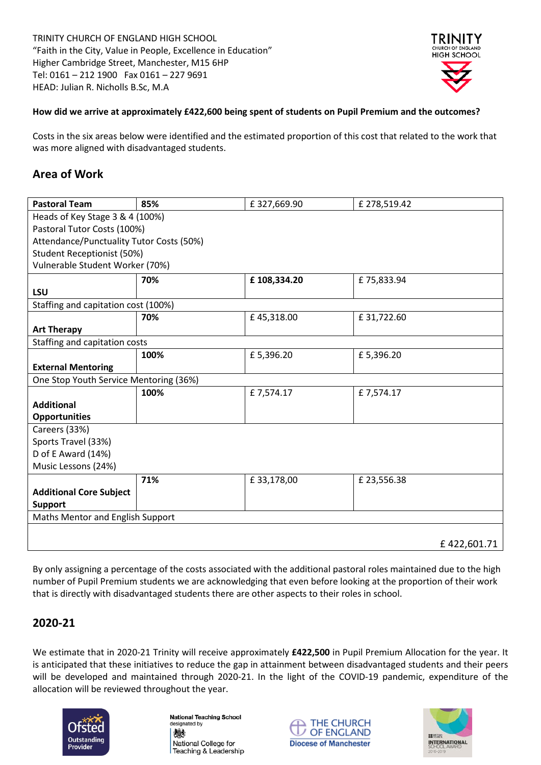TRINITY CHURCH OF ENGLAND HIGH SCHOOL
"Faith in the City, Value in People, Excellence in Education"
Higher Cambridge Street, Manchester, M15 6HP
Tel: 0161 – 212 1900 Fax 0161 – 227 9691
HEAD: Julian R. Nicholls B.Sc, M.A

**How did we arrive at approximately £422,600 being spent of students on Pupil Premium and the outcomes?**

Costs in the six areas below were identified and the estimated proportion of this cost that related to the work that was more aligned with disadvantaged students.

## Area of Work

| | | | |
|---|---|---|---|
| **Pastoral Team** | **85%** | £ 327,669.90 | £ 278,519.42 |
| Heads of Key Stage 3 & 4 (100%)<br>Pastoral Tutor Costs (100%)<br>Attendance/Punctuality Tutor Costs (50%)<br>Student Receptionist (50%)<br>Vulnerable Student Worker (70%) | | | |
| **LSU** | **70%** | **£ 108,334.20** | £ 75,833.94 |
| Staffing and capitation cost (100%) | | | |
| **Art Therapy** | **70%** | £ 45,318.00 | £ 31,722.60 |
| Staffing and capitation costs | | | |
| **External Mentoring** | **100%** | £ 5,396.20 | £ 5,396.20 |
| One Stop Youth Service Mentoring (36%) | | | |
| **Additional Opportunities** | **100%** | £ 7,574.17 | £ 7,574.17 |
| Careers (33%)<br>Sports Travel (33%)<br>D of E Award (14%)<br>Music Lessons (24%) | | | |
| **Additional Core Subject Support** | **71%** | £ 33,178,00 | £ 23,556.38 |
| Maths Mentor and English Support | | | |
| | | | £ 422,601.71 |

By only assigning a percentage of the costs associated with the additional pastoral roles maintained due to the high number of Pupil Premium students we are acknowledging that even before looking at the proportion of their work that is directly with disadvantaged students there are other aspects to their roles in school.

## 2020-21

We estimate that in 2020-21 Trinity will receive approximately **£422,500** in Pupil Premium Allocation for the year. It is anticipated that these initiatives to reduce the gap in attainment between disadvantaged students and their peers will be developed and maintained through 2020-21. In the light of the COVID-19 pandemic, expenditure of the allocation will be reviewed throughout the year.